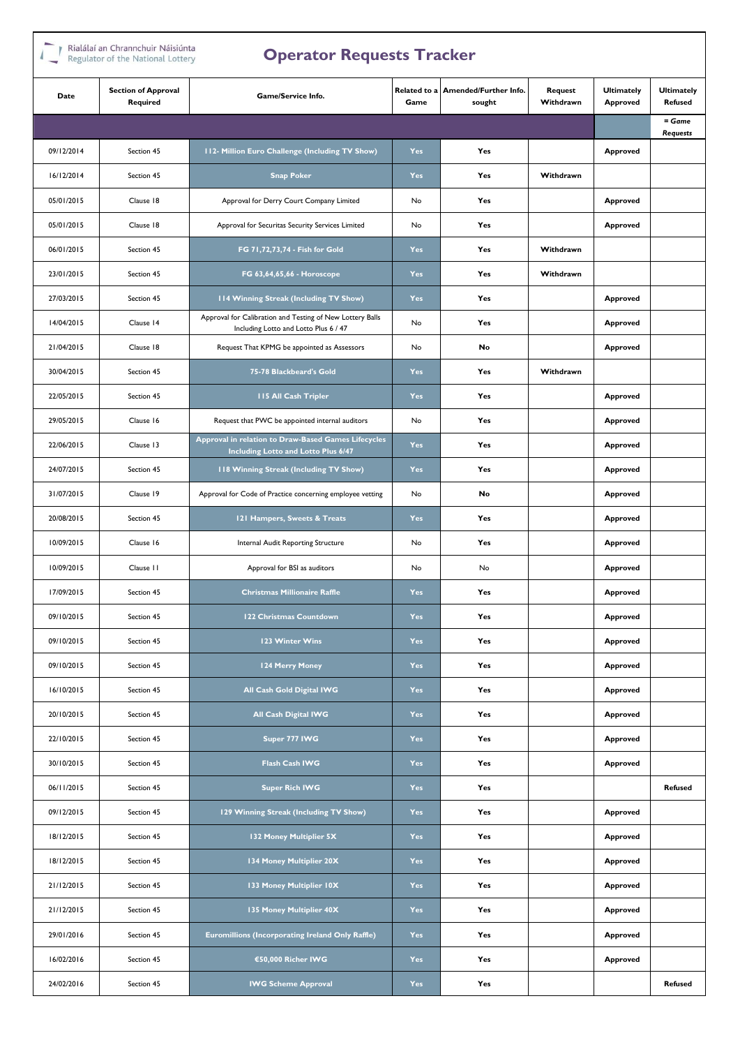Rialálaí an Chrannchuir Náisiúnta
Regulator of the National Lottery

# Operator Requests Tracker

| Date | Section of Approval Required | Game/Service Info. | Related to a Game | Amended/Further Info. sought | Request Withdrawn | Ultimately Approved | Ultimately Refused |
|---|---|---|---|---|---|---|---|
| | | | | | | | *= Game Requests* |
| 09/12/2014 | Section 45 | 112- Million Euro Challenge (Including TV Show) | Yes | Yes | | Approved | |
| 16/12/2014 | Section 45 | Snap Poker | Yes | Yes | Withdrawn | | |
| 05/01/2015 | Clause 18 | Approval for Derry Court Company Limited | No | Yes | | Approved | |
| 05/01/2015 | Clause 18 | Approval for Securitas Security Services Limited | No | Yes | | Approved | |
| 06/01/2015 | Section 45 | FG 71,72,73,74 - Fish for Gold | Yes | Yes | Withdrawn | | |
| 23/01/2015 | Section 45 | FG 63,64,65,66 - Horoscope | Yes | Yes | Withdrawn | | |
| 27/03/2015 | Section 45 | 114 Winning Streak (Including TV Show) | Yes | Yes | | Approved | |
| 14/04/2015 | Clause 14 | Approval for Calibration and Testing of New Lottery Balls Including Lotto and Lotto Plus 6 / 47 | No | Yes | | Approved | |
| 21/04/2015 | Clause 18 | Request That KPMG be appointed as Assessors | No | No | | Approved | |
| 30/04/2015 | Section 45 | 75-78 Blackbeard's Gold | Yes | Yes | Withdrawn | | |
| 22/05/2015 | Section 45 | 115 All Cash Tripler | Yes | Yes | | Approved | |
| 29/05/2015 | Clause 16 | Request that PWC be appointed internal auditors | No | Yes | | Approved | |
| 22/06/2015 | Clause 13 | Approval in relation to Draw-Based Games Lifecycles Including Lotto and Lotto Plus 6/47 | Yes | Yes | | Approved | |
| 24/07/2015 | Section 45 | 118 Winning Streak (Including TV Show) | Yes | Yes | | Approved | |
| 31/07/2015 | Clause 19 | Approval for Code of Practice concerning employee vetting | No | No | | Approved | |
| 20/08/2015 | Section 45 | 121 Hampers, Sweets & Treats | Yes | Yes | | Approved | |
| 10/09/2015 | Clause 16 | Internal Audit Reporting Structure | No | Yes | | Approved | |
| 10/09/2015 | Clause 11 | Approval for BSI as auditors | No | No | | Approved | |
| 17/09/2015 | Section 45 | Christmas Millionaire Raffle | Yes | Yes | | Approved | |
| 09/10/2015 | Section 45 | 122 Christmas Countdown | Yes | Yes | | Approved | |
| 09/10/2015 | Section 45 | 123 Winter Wins | Yes | Yes | | Approved | |
| 09/10/2015 | Section 45 | 124 Merry Money | Yes | Yes | | Approved | |
| 16/10/2015 | Section 45 | All Cash Gold Digital IWG | Yes | Yes | | Approved | |
| 20/10/2015 | Section 45 | All Cash Digital IWG | Yes | Yes | | Approved | |
| 22/10/2015 | Section 45 | Super 777 IWG | Yes | Yes | | Approved | |
| 30/10/2015 | Section 45 | Flash Cash IWG | Yes | Yes | | Approved | |
| 06/11/2015 | Section 45 | Super Rich IWG | Yes | Yes | | | Refused |
| 09/12/2015 | Section 45 | 129 Winning Streak (Including TV Show) | Yes | Yes | | Approved | |
| 18/12/2015 | Section 45 | 132 Money Multiplier 5X | Yes | Yes | | Approved | |
| 18/12/2015 | Section 45 | 134 Money Multiplier 20X | Yes | Yes | | Approved | |
| 21/12/2015 | Section 45 | 133 Money Multiplier 10X | Yes | Yes | | Approved | |
| 21/12/2015 | Section 45 | 135 Money Multiplier 40X | Yes | Yes | | Approved | |
| 29/01/2016 | Section 45 | Euromillions (Incorporating Ireland Only Raffle) | Yes | Yes | | Approved | |
| 16/02/2016 | Section 45 | €50,000 Richer IWG | Yes | Yes | | Approved | |
| 24/02/2016 | Section 45 | IWG Scheme Approval | Yes | Yes | | | Refused |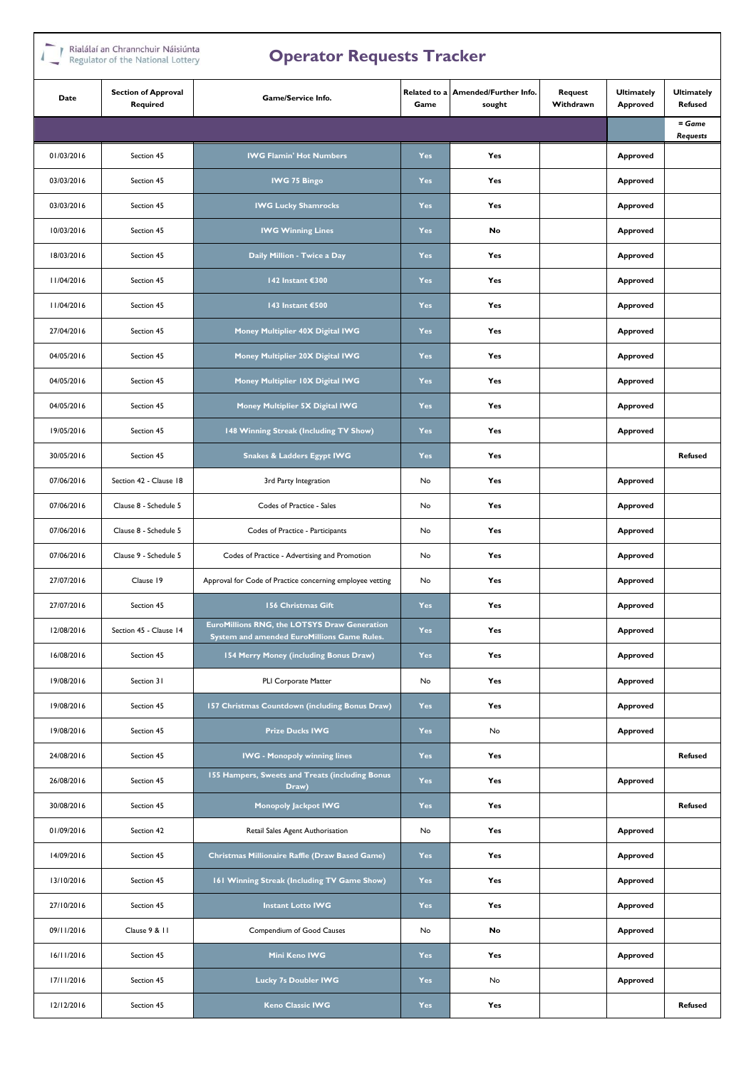Rialálaí an Chrannchuir Náisiúnta
Regulator of the National Lottery

# Operator Requests Tracker

| Date | Section of Approval Required | Game/Service Info. | Related to a Game | Amended/Further Info. sought | Request Withdrawn | Ultimately Approved | Ultimately Refused |
|---|---|---|---|---|---|---|---|
| | | | | | | | = *Game Requests* |
| 01/03/2016 | Section 45 | **IWG Flamin' Hot Numbers** | **Yes** | **Yes** | | **Approved** | |
| 03/03/2016 | Section 45 | **IWG 75 Bingo** | **Yes** | **Yes** | | **Approved** | |
| 03/03/2016 | Section 45 | **IWG Lucky Shamrocks** | **Yes** | **Yes** | | **Approved** | |
| 10/03/2016 | Section 45 | **IWG Winning Lines** | **Yes** | **No** | | **Approved** | |
| 18/03/2016 | Section 45 | **Daily Million - Twice a Day** | **Yes** | **Yes** | | **Approved** | |
| 11/04/2016 | Section 45 | **142 Instant €300** | **Yes** | **Yes** | | **Approved** | |
| 11/04/2016 | Section 45 | **143 Instant €500** | **Yes** | **Yes** | | **Approved** | |
| 27/04/2016 | Section 45 | **Money Multiplier 40X Digital IWG** | **Yes** | **Yes** | | **Approved** | |
| 04/05/2016 | Section 45 | **Money Multiplier 20X Digital IWG** | **Yes** | **Yes** | | **Approved** | |
| 04/05/2016 | Section 45 | **Money Multiplier 10X Digital IWG** | **Yes** | **Yes** | | **Approved** | |
| 04/05/2016 | Section 45 | **Money Multiplier 5X Digital IWG** | **Yes** | **Yes** | | **Approved** | |
| 19/05/2016 | Section 45 | **148 Winning Streak (Including TV Show)** | **Yes** | **Yes** | | **Approved** | |
| 30/05/2016 | Section 45 | **Snakes & Ladders Egypt IWG** | **Yes** | **Yes** | | | **Refused** |
| 07/06/2016 | Section 42 - Clause 18 | 3rd Party Integration | No | **Yes** | | **Approved** | |
| 07/06/2016 | Clause 8 - Schedule 5 | Codes of Practice - Sales | No | **Yes** | | **Approved** | |
| 07/06/2016 | Clause 8 - Schedule 5 | Codes of Practice - Participants | No | **Yes** | | **Approved** | |
| 07/06/2016 | Clause 9 - Schedule 5 | Codes of Practice - Advertising and Promotion | No | **Yes** | | **Approved** | |
| 27/07/2016 | Clause 19 | Approval for Code of Practice concerning employee vetting | No | **Yes** | | **Approved** | |
| 27/07/2016 | Section 45 | **156 Christmas Gift** | **Yes** | **Yes** | | **Approved** | |
| 12/08/2016 | Section 45 - Clause 14 | **EuroMillions RNG, the LOTSYS Draw Generation System and amended EuroMillions Game Rules.** | **Yes** | **Yes** | | **Approved** | |
| 16/08/2016 | Section 45 | **154 Merry Money (including Bonus Draw)** | **Yes** | **Yes** | | **Approved** | |
| 19/08/2016 | Section 31 | PLI Corporate Matter | No | **Yes** | | **Approved** | |
| 19/08/2016 | Section 45 | **157 Christmas Countdown (including Bonus Draw)** | **Yes** | **Yes** | | **Approved** | |
| 19/08/2016 | Section 45 | **Prize Ducks IWG** | **Yes** | No | | **Approved** | |
| 24/08/2016 | Section 45 | **IWG - Monopoly winning lines** | **Yes** | **Yes** | | | **Refused** |
| 26/08/2016 | Section 45 | **155 Hampers, Sweets and Treats (including Bonus Draw)** | **Yes** | **Yes** | | **Approved** | |
| 30/08/2016 | Section 45 | **Monopoly Jackpot IWG** | **Yes** | **Yes** | | | **Refused** |
| 01/09/2016 | Section 42 | Retail Sales Agent Authorisation | No | **Yes** | | **Approved** | |
| 14/09/2016 | Section 45 | **Christmas Millionaire Raffle (Draw Based Game)** | **Yes** | **Yes** | | **Approved** | |
| 13/10/2016 | Section 45 | **161 Winning Streak (Including TV Game Show)** | **Yes** | **Yes** | | **Approved** | |
| 27/10/2016 | Section 45 | **Instant Lotto IWG** | **Yes** | **Yes** | | **Approved** | |
| 09/11/2016 | Clause 9 & 11 | Compendium of Good Causes | No | **No** | | **Approved** | |
| 16/11/2016 | Section 45 | **Mini Keno IWG** | **Yes** | **Yes** | | **Approved** | |
| 17/11/2016 | Section 45 | **Lucky 7s Doubler IWG** | **Yes** | No | | **Approved** | |
| 12/12/2016 | Section 45 | **Keno Classic IWG** | **Yes** | **Yes** | | | **Refused** |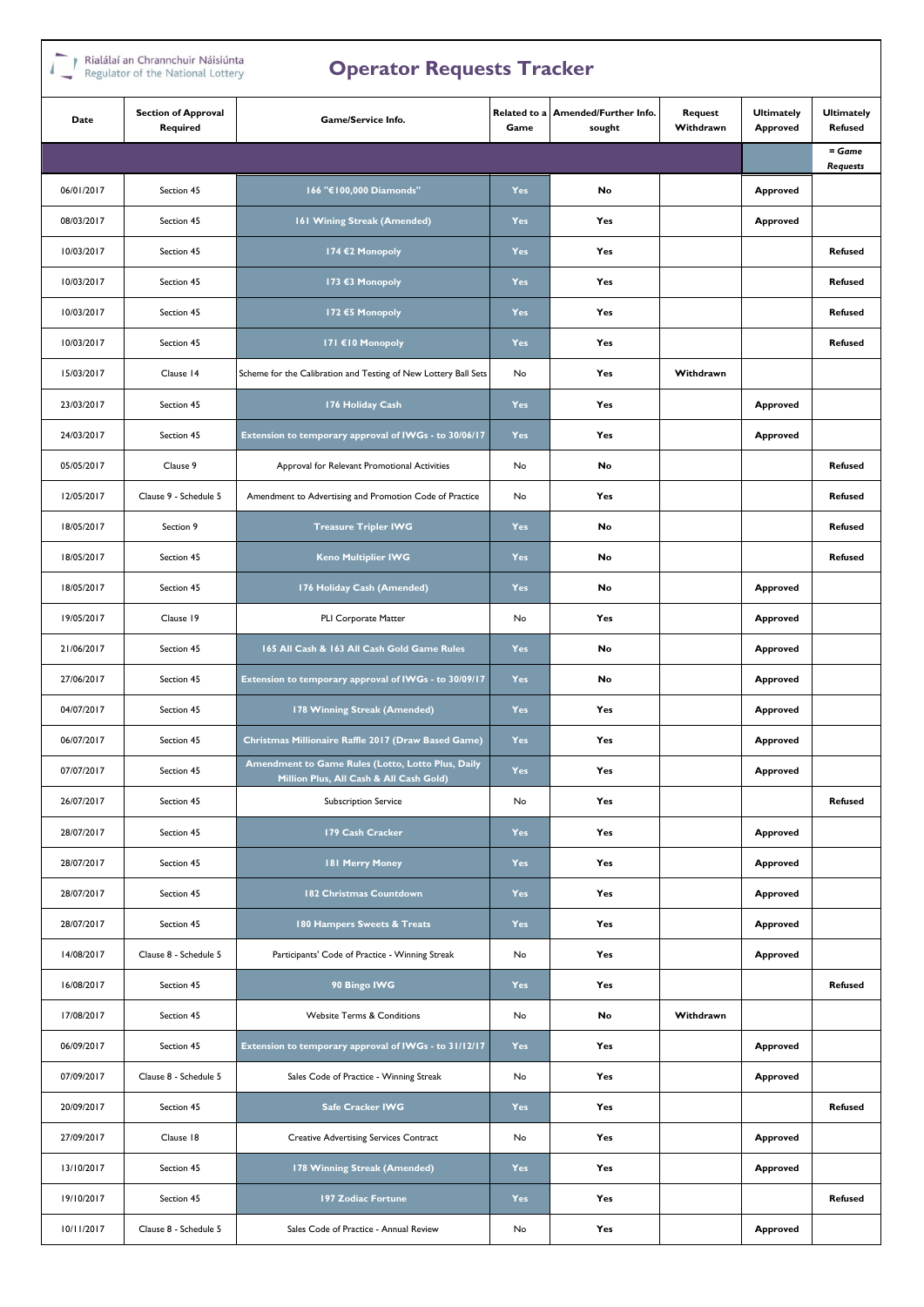Rialálaí an Chrannchuir Náisiúnta
Regulator of the National Lottery

# Operator Requests Tracker

| Date | Section of Approval Required | Game/Service Info. | Related to a Game | Amended/Further Info. sought | Request Withdrawn | Ultimately Approved | Ultimately Refused |
|---|---|---|---|---|---|---|---|
| | | | | | | | = Game Requests |
| 06/01/2017 | Section 45 | 166 "€100,000 Diamonds" | Yes | No | | Approved | |
| 08/03/2017 | Section 45 | 161 Wining Streak (Amended) | Yes | Yes | | Approved | |
| 10/03/2017 | Section 45 | 174 €2 Monopoly | Yes | Yes | | | Refused |
| 10/03/2017 | Section 45 | 173 €3 Monopoly | Yes | Yes | | | Refused |
| 10/03/2017 | Section 45 | 172 €5 Monopoly | Yes | Yes | | | Refused |
| 10/03/2017 | Section 45 | 171 €10 Monopoly | Yes | Yes | | | Refused |
| 15/03/2017 | Clause 14 | Scheme for the Calibration and Testing of New Lottery Ball Sets | No | Yes | Withdrawn | | |
| 23/03/2017 | Section 45 | 176 Holiday Cash | Yes | Yes | | Approved | |
| 24/03/2017 | Section 45 | Extension to temporary approval of IWGs - to 30/06/17 | Yes | Yes | | Approved | |
| 05/05/2017 | Clause 9 | Approval for Relevant Promotional Activities | No | No | | | Refused |
| 12/05/2017 | Clause 9 - Schedule 5 | Amendment to Advertising and Promotion Code of Practice | No | Yes | | | Refused |
| 18/05/2017 | Section 9 | Treasure Tripler IWG | Yes | No | | | Refused |
| 18/05/2017 | Section 45 | Keno Multiplier IWG | Yes | No | | | Refused |
| 18/05/2017 | Section 45 | 176 Holiday Cash (Amended) | Yes | No | | Approved | |
| 19/05/2017 | Clause 19 | PLI Corporate Matter | No | Yes | | Approved | |
| 21/06/2017 | Section 45 | 165 All Cash & 163 All Cash Gold Game Rules | Yes | No | | Approved | |
| 27/06/2017 | Section 45 | Extension to temporary approval of IWGs - to 30/09/17 | Yes | No | | Approved | |
| 04/07/2017 | Section 45 | 178 Winning Streak (Amended) | Yes | Yes | | Approved | |
| 06/07/2017 | Section 45 | Christmas Millionaire Raffle 2017 (Draw Based Game) | Yes | Yes | | Approved | |
| 07/07/2017 | Section 45 | Amendment to Game Rules (Lotto, Lotto Plus, Daily Million Plus, All Cash & All Cash Gold) | Yes | Yes | | Approved | |
| 26/07/2017 | Section 45 | Subscription Service | No | Yes | | | Refused |
| 28/07/2017 | Section 45 | 179 Cash Cracker | Yes | Yes | | Approved | |
| 28/07/2017 | Section 45 | 181 Merry Money | Yes | Yes | | Approved | |
| 28/07/2017 | Section 45 | 182 Christmas Countdown | Yes | Yes | | Approved | |
| 28/07/2017 | Section 45 | 180 Hampers Sweets & Treats | Yes | Yes | | Approved | |
| 14/08/2017 | Clause 8 - Schedule 5 | Participants' Code of Practice - Winning Streak | No | Yes | | Approved | |
| 16/08/2017 | Section 45 | 90 Bingo IWG | Yes | Yes | | | Refused |
| 17/08/2017 | Section 45 | Website Terms & Conditions | No | No | Withdrawn | | |
| 06/09/2017 | Section 45 | Extension to temporary approval of IWGs - to 31/12/17 | Yes | Yes | | Approved | |
| 07/09/2017 | Clause 8 - Schedule 5 | Sales Code of Practice - Winning Streak | No | Yes | | Approved | |
| 20/09/2017 | Section 45 | Safe Cracker IWG | Yes | Yes | | | Refused |
| 27/09/2017 | Clause 18 | Creative Advertising Services Contract | No | Yes | | Approved | |
| 13/10/2017 | Section 45 | 178 Winning Streak (Amended) | Yes | Yes | | Approved | |
| 19/10/2017 | Section 45 | 197 Zodiac Fortune | Yes | Yes | | | Refused |
| 10/11/2017 | Clause 8 - Schedule 5 | Sales Code of Practice - Annual Review | No | Yes | | Approved | |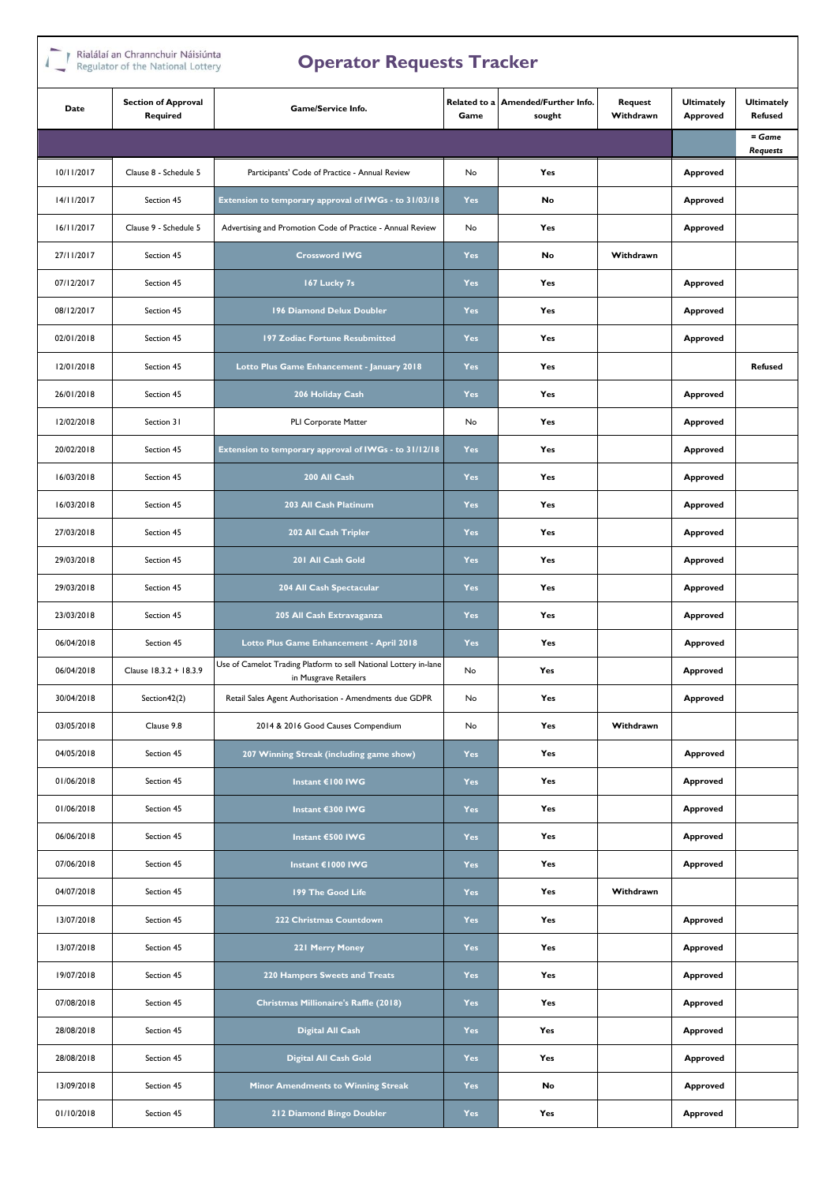Rialálaí an Chrannchuir Náisiúnta
Regulator of the National Lottery

# Operator Requests Tracker

| Date | Section of Approval Required | Game/Service Info. | Related to a Game | Amended/Further Info. sought | Request Withdrawn | Ultimately Approved | Ultimately Refused |
|---|---|---|---|---|---|---|---|
| | | | | | | | = *Game Requests* |
| 10/11/2017 | Clause 8 - Schedule 5 | Participants' Code of Practice - Annual Review | No | Yes | | Approved | |
| 14/11/2017 | Section 45 | Extension to temporary approval of IWGs - to 31/03/18 | Yes | No | | Approved | |
| 16/11/2017 | Clause 9 - Schedule 5 | Advertising and Promotion Code of Practice - Annual Review | No | Yes | | Approved | |
| 27/11/2017 | Section 45 | Crossword IWG | Yes | No | Withdrawn | | |
| 07/12/2017 | Section 45 | 167 Lucky 7s | Yes | Yes | | Approved | |
| 08/12/2017 | Section 45 | 196 Diamond Delux Doubler | Yes | Yes | | Approved | |
| 02/01/2018 | Section 45 | 197 Zodiac Fortune Resubmitted | Yes | Yes | | Approved | |
| 12/01/2018 | Section 45 | Lotto Plus Game Enhancement - January 2018 | Yes | Yes | | | Refused |
| 26/01/2018 | Section 45 | 206 Holiday Cash | Yes | Yes | | Approved | |
| 12/02/2018 | Section 31 | PLI Corporate Matter | No | Yes | | Approved | |
| 20/02/2018 | Section 45 | Extension to temporary approval of IWGs - to 31/12/18 | Yes | Yes | | Approved | |
| 16/03/2018 | Section 45 | 200 All Cash | Yes | Yes | | Approved | |
| 16/03/2018 | Section 45 | 203 All Cash Platinum | Yes | Yes | | Approved | |
| 27/03/2018 | Section 45 | 202 All Cash Tripler | Yes | Yes | | Approved | |
| 29/03/2018 | Section 45 | 201 All Cash Gold | Yes | Yes | | Approved | |
| 29/03/2018 | Section 45 | 204 All Cash Spectacular | Yes | Yes | | Approved | |
| 23/03/2018 | Section 45 | 205 All Cash Extravaganza | Yes | Yes | | Approved | |
| 06/04/2018 | Section 45 | Lotto Plus Game Enhancement - April 2018 | Yes | Yes | | Approved | |
| 06/04/2018 | Clause 18.3.2 + 18.3.9 | Use of Camelot Trading Platform to sell National Lottery in-lane in Musgrave Retailers | No | Yes | | Approved | |
| 30/04/2018 | Section42(2) | Retail Sales Agent Authorisation - Amendments due GDPR | No | Yes | | Approved | |
| 03/05/2018 | Clause 9.8 | 2014 & 2016 Good Causes Compendium | No | Yes | Withdrawn | | |
| 04/05/2018 | Section 45 | 207 Winning Streak (including game show) | Yes | Yes | | Approved | |
| 01/06/2018 | Section 45 | Instant €100 IWG | Yes | Yes | | Approved | |
| 01/06/2018 | Section 45 | Instant €300 IWG | Yes | Yes | | Approved | |
| 06/06/2018 | Section 45 | Instant €500 IWG | Yes | Yes | | Approved | |
| 07/06/2018 | Section 45 | Instant €1000 IWG | Yes | Yes | | Approved | |
| 04/07/2018 | Section 45 | 199 The Good Life | Yes | Yes | Withdrawn | | |
| 13/07/2018 | Section 45 | 222 Christmas Countdown | Yes | Yes | | Approved | |
| 13/07/2018 | Section 45 | 221 Merry Money | Yes | Yes | | Approved | |
| 19/07/2018 | Section 45 | 220 Hampers Sweets and Treats | Yes | Yes | | Approved | |
| 07/08/2018 | Section 45 | Christmas Millionaire's Raffle (2018) | Yes | Yes | | Approved | |
| 28/08/2018 | Section 45 | Digital All Cash | Yes | Yes | | Approved | |
| 28/08/2018 | Section 45 | Digital All Cash Gold | Yes | Yes | | Approved | |
| 13/09/2018 | Section 45 | Minor Amendments to Winning Streak | Yes | No | | Approved | |
| 01/10/2018 | Section 45 | 212 Diamond Bingo Doubler | Yes | Yes | | Approved | |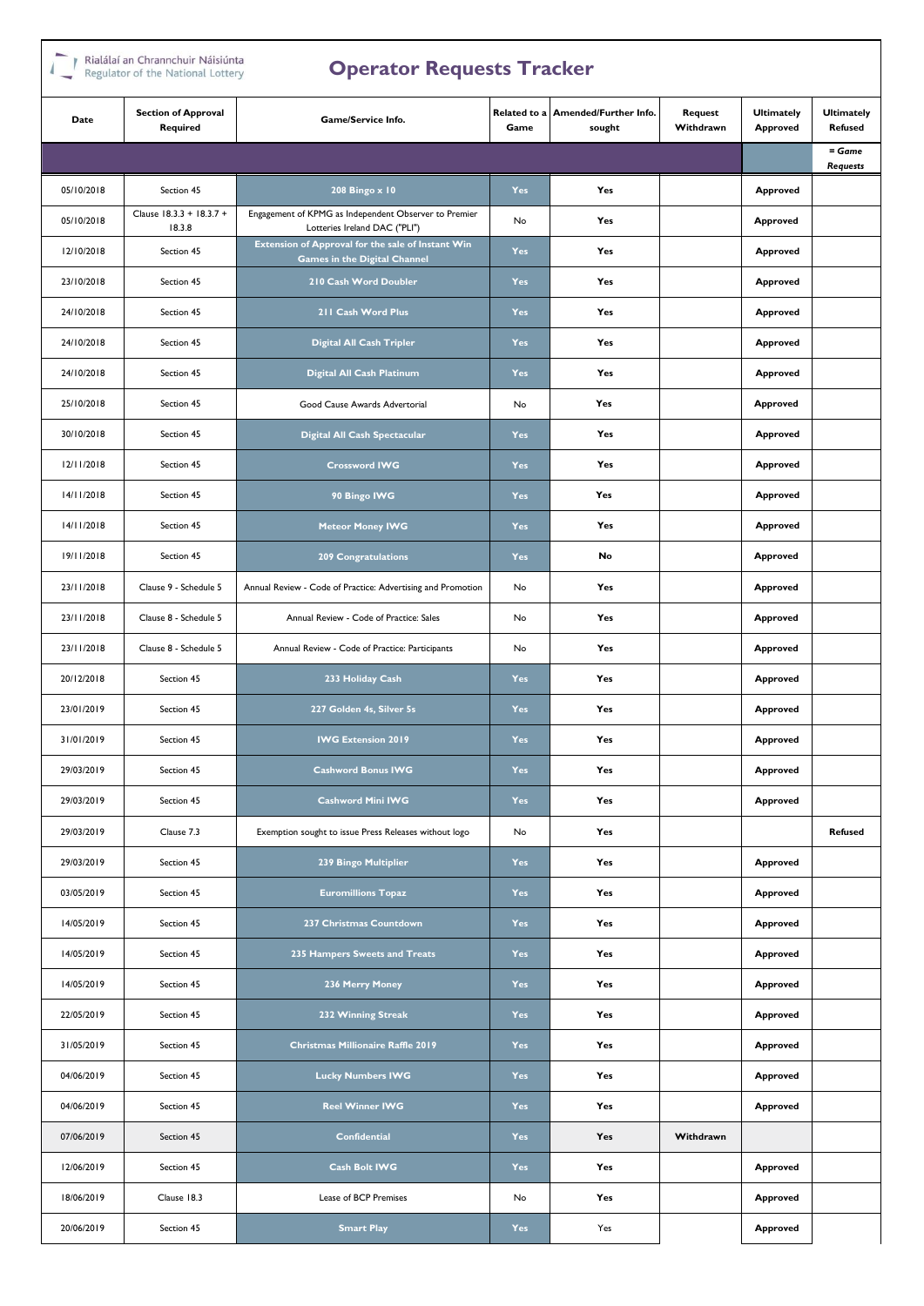Rialálaí an Chrannchuir Náisiúnta
Regulator of the National Lottery

# Operator Requests Tracker

| Date | Section of Approval Required | Game/Service Info. | Related to a Game | Amended/Further Info. sought | Request Withdrawn | Ultimately Approved | Ultimately Refused |
|---|---|---|---|---|---|---|---|
| | | | | | | | = *Game Requests* |
| 05/10/2018 | Section 45 | 208 Bingo x 10 | Yes | Yes | | Approved | |
| 05/10/2018 | Clause 18.3.3 + 18.3.7 + 18.3.8 | Engagement of KPMG as Independent Observer to Premier Lotteries Ireland DAC ("PLI") | No | Yes | | Approved | |
| 12/10/2018 | Section 45 | Extension of Approval for the sale of Instant Win Games in the Digital Channel | Yes | Yes | | Approved | |
| 23/10/2018 | Section 45 | 210 Cash Word Doubler | Yes | Yes | | Approved | |
| 24/10/2018 | Section 45 | 211 Cash Word Plus | Yes | Yes | | Approved | |
| 24/10/2018 | Section 45 | Digital All Cash Tripler | Yes | Yes | | Approved | |
| 24/10/2018 | Section 45 | Digital All Cash Platinum | Yes | Yes | | Approved | |
| 25/10/2018 | Section 45 | Good Cause Awards Advertorial | No | Yes | | Approved | |
| 30/10/2018 | Section 45 | Digital All Cash Spectacular | Yes | Yes | | Approved | |
| 12/11/2018 | Section 45 | Crossword IWG | Yes | Yes | | Approved | |
| 14/11/2018 | Section 45 | 90 Bingo IWG | Yes | Yes | | Approved | |
| 14/11/2018 | Section 45 | Meteor Money IWG | Yes | Yes | | Approved | |
| 19/11/2018 | Section 45 | 209 Congratulations | Yes | No | | Approved | |
| 23/11/2018 | Clause 9 - Schedule 5 | Annual Review - Code of Practice: Advertising and Promotion | No | Yes | | Approved | |
| 23/11/2018 | Clause 8 - Schedule 5 | Annual Review - Code of Practice: Sales | No | Yes | | Approved | |
| 23/11/2018 | Clause 8 - Schedule 5 | Annual Review - Code of Practice: Participants | No | Yes | | Approved | |
| 20/12/2018 | Section 45 | 233 Holiday Cash | Yes | Yes | | Approved | |
| 23/01/2019 | Section 45 | 227 Golden 4s, Silver 5s | Yes | Yes | | Approved | |
| 31/01/2019 | Section 45 | IWG Extension 2019 | Yes | Yes | | Approved | |
| 29/03/2019 | Section 45 | Cashword Bonus IWG | Yes | Yes | | Approved | |
| 29/03/2019 | Section 45 | Cashword Mini IWG | Yes | Yes | | Approved | |
| 29/03/2019 | Clause 7.3 | Exemption sought to issue Press Releases without logo | No | Yes | | | Refused |
| 29/03/2019 | Section 45 | 239 Bingo Multiplier | Yes | Yes | | Approved | |
| 03/05/2019 | Section 45 | Euromillions Topaz | Yes | Yes | | Approved | |
| 14/05/2019 | Section 45 | 237 Christmas Countdown | Yes | Yes | | Approved | |
| 14/05/2019 | Section 45 | 235 Hampers Sweets and Treats | Yes | Yes | | Approved | |
| 14/05/2019 | Section 45 | 236 Merry Money | Yes | Yes | | Approved | |
| 22/05/2019 | Section 45 | 232 Winning Streak | Yes | Yes | | Approved | |
| 31/05/2019 | Section 45 | Christmas Millionaire Raffle 2019 | Yes | Yes | | Approved | |
| 04/06/2019 | Section 45 | Lucky Numbers IWG | Yes | Yes | | Approved | |
| 04/06/2019 | Section 45 | Reel Winner IWG | Yes | Yes | | Approved | |
| 07/06/2019 | Section 45 | Confidential | Yes | Yes | Withdrawn | | |
| 12/06/2019 | Section 45 | Cash Bolt IWG | Yes | Yes | | Approved | |
| 18/06/2019 | Clause 18.3 | Lease of BCP Premises | No | Yes | | Approved | |
| 20/06/2019 | Section 45 | Smart Play | Yes | Yes | | Approved | |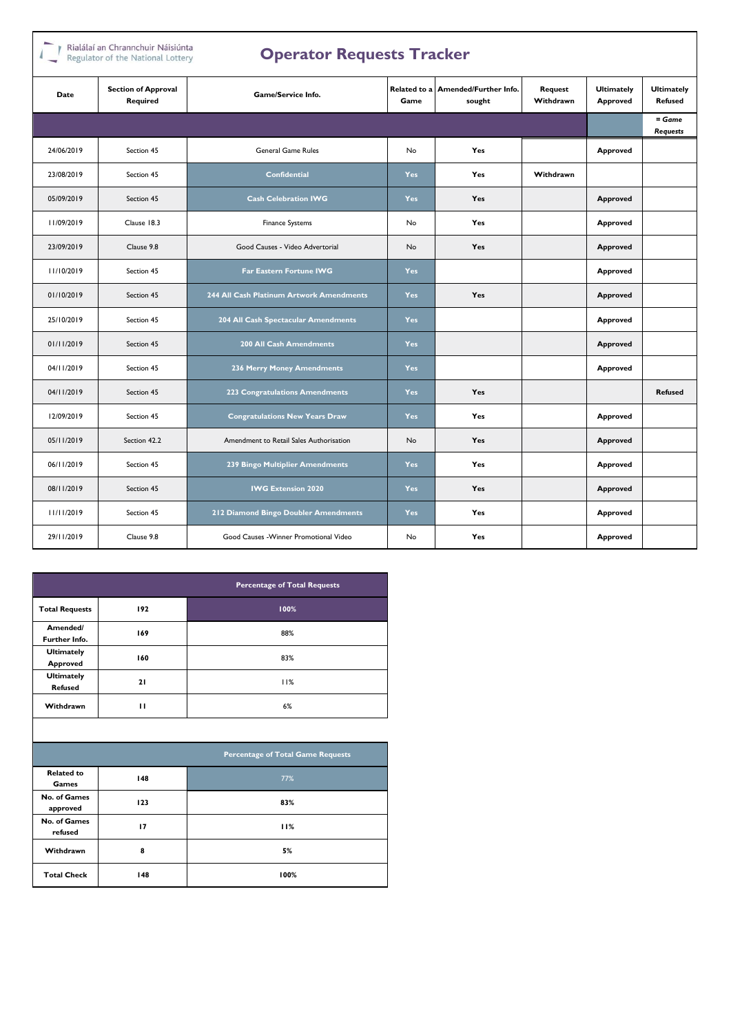Rialálaí an Chrannchuir Náisiúnta
Regulator of the National Lottery

# Operator Requests Tracker

| Date | Section of Approval Required | Game/Service Info. | Related to a Game | Amended/Further Info. sought | Request Withdrawn | Ultimately Approved | Ultimately Refused |
|---|---|---|---|---|---|---|---|
| | | | | | | | *= Game Requests* |
| 24/06/2019 | Section 45 | General Game Rules | No | Yes | | Approved | |
| 23/08/2019 | Section 45 | Confidential | Yes | Yes | Withdrawn | | |
| 05/09/2019 | Section 45 | Cash Celebration IWG | Yes | Yes | | Approved | |
| 11/09/2019 | Clause 18.3 | Finance Systems | No | Yes | | Approved | |
| 23/09/2019 | Clause 9.8 | Good Causes - Video Advertorial | No | Yes | | Approved | |
| 11/10/2019 | Section 45 | Far Eastern Fortune IWG | Yes | | | Approved | |
| 01/10/2019 | Section 45 | 244 All Cash Platinum Artwork Amendments | Yes | Yes | | Approved | |
| 25/10/2019 | Section 45 | 204 All Cash Spectacular Amendments | Yes | | | Approved | |
| 01/11/2019 | Section 45 | 200 All Cash Amendments | Yes | | | Approved | |
| 04/11/2019 | Section 45 | 236 Merry Money Amendments | Yes | | | Approved | |
| 04/11/2019 | Section 45 | 223 Congratulations Amendments | Yes | Yes | | | Refused |
| 12/09/2019 | Section 45 | Congratulations New Years Draw | Yes | Yes | | Approved | |
| 05/11/2019 | Section 42.2 | Amendment to Retail Sales Authorisation | No | Yes | | Approved | |
| 06/11/2019 | Section 45 | 239 Bingo Multiplier Amendments | Yes | Yes | | Approved | |
| 08/11/2019 | Section 45 | IWG Extension 2020 | Yes | Yes | | Approved | |
| 11/11/2019 | Section 45 | 212 Diamond Bingo Doubler Amendments | Yes | Yes | | Approved | |
| 29/11/2019 | Clause 9.8 | Good Causes -Winner Promotional Video | No | Yes | | Approved | |

| | | Percentage of Total Requests |
|---|---|---|
| Total Requests | 192 | 100% |
| Amended/ Further Info. | 169 | 88% |
| Ultimately Approved | 160 | 83% |
| Ultimately Refused | 21 | 11% |
| Withdrawn | 11 | 6% |

| | | Percentage of Total Game Requests |
|---|---|---|
| Related to Games | 148 | 77% |
| No. of Games approved | 123 | 83% |
| No. of Games refused | 17 | 11% |
| Withdrawn | 8 | 5% |
| Total Check | 148 | 100% |